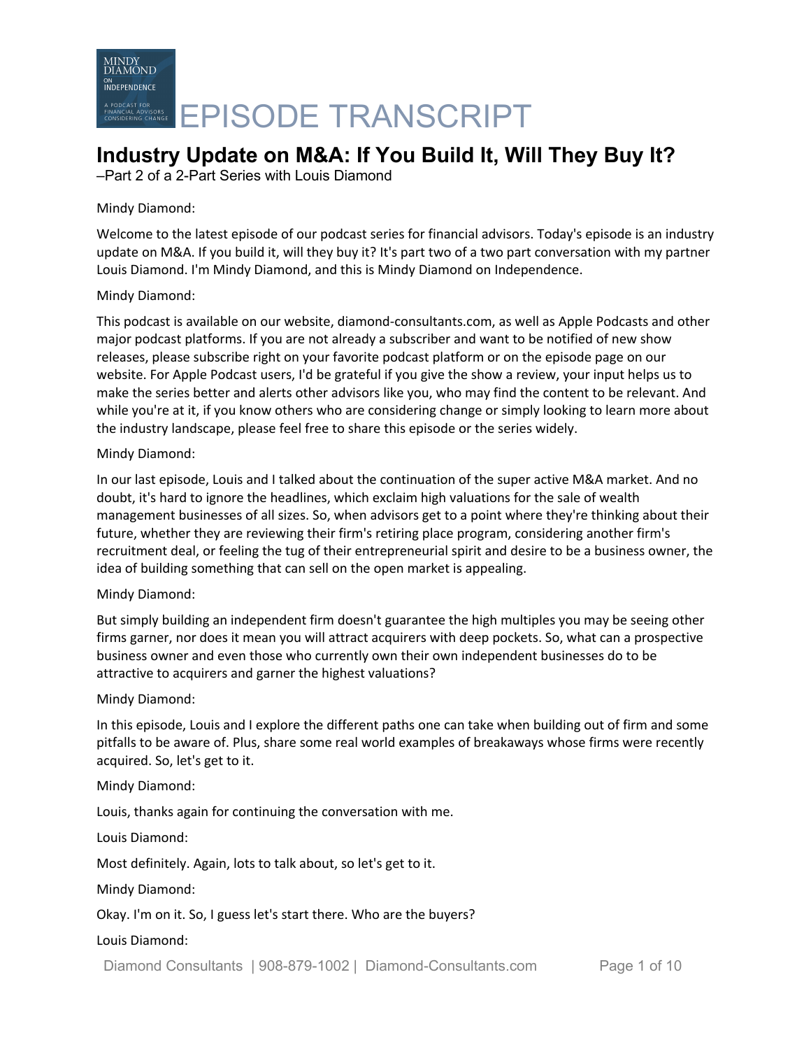# EPISODE TRANSCRIPT

## Industry Update on M&A: If You Build It, Will They Buy It?

–Part 2 of a 2-Part Series with Louis Diamond

Mindy Diamond:

Welcome to the latest episode of our podcast series for financial advisors. Today's episode is an industry update on M&A. If you build it, will they buy it? It's part two of a two part conversation with my partner Louis Diamond. I'm Mindy Diamond, and this is Mindy Diamond on Independence.

Mindy Diamond:

This podcast is available on our website, diamond-consultants.com, as well as Apple Podcasts and other major podcast platforms. If you are not already a subscriber and want to be notified of new show releases, please subscribe right on your favorite podcast platform or on the episode page on our website. For Apple Podcast users, I'd be grateful if you give the show a review, your input helps us to make the series better and alerts other advisors like you, who may find the content to be relevant. And while you're at it, if you know others who are considering change or simply looking to learn more about the industry landscape, please feel free to share this episode or the series widely.

Mindy Diamond:

In our last episode, Louis and I talked about the continuation of the super active M&A market. And no doubt, it's hard to ignore the headlines, which exclaim high valuations for the sale of wealth management businesses of all sizes. So, when advisors get to a point where they're thinking about their future, whether they are reviewing their firm's retiring place program, considering another firm's recruitment deal, or feeling the tug of their entrepreneurial spirit and desire to be a business owner, the idea of building something that can sell on the open market is appealing.

Mindy Diamond:

But simply building an independent firm doesn't guarantee the high multiples you may be seeing other firms garner, nor does it mean you will attract acquirers with deep pockets. So, what can a prospective business owner and even those who currently own their own independent businesses do to be attractive to acquirers and garner the highest valuations?

Mindy Diamond:

In this episode, Louis and I explore the different paths one can take when building out of firm and some pitfalls to be aware of. Plus, share some real world examples of breakaways whose firms were recently acquired. So, let's get to it.

Mindy Diamond:

Louis, thanks again for continuing the conversation with me.

Louis Diamond:

Most definitely. Again, lots to talk about, so let's get to it.

Mindy Diamond:

Okay. I'm on it. So, I guess let's start there. Who are the buyers?

Louis Diamond: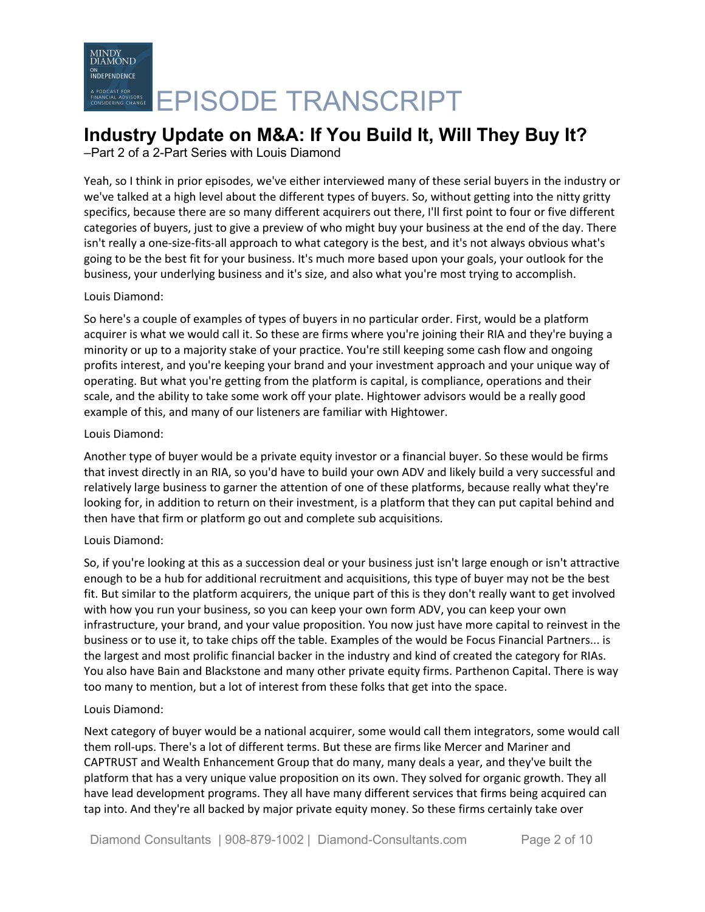# Industry Update on M&A: If You Build It, Will They Buy It?

–Part 2 of a 2-Part Series with Louis Diamond

Yeah, so I think in prior episodes, we've either interviewed many of these serial buyers in the industry or we've talked at a high level about the different types of buyers. So, without getting into the nitty gritty specifics, because there are so many different acquirers out there, I'll first point to four or five different categories of buyers, just to give a preview of who might buy your business at the end of the day. There isn't really a one-size-fits-all approach to what category is the best, and it's not always obvious what's going to be the best fit for your business. It's much more based upon your goals, your outlook for the business, your underlying business and it's size, and also what you're most trying to accomplish.

Louis Diamond:

So here's a couple of examples of types of buyers in no particular order. First, would be a platform acquirer is what we would call it. So these are firms where you're joining their RIA and they're buying a minority or up to a majority stake of your practice. You're still keeping some cash flow and ongoing profits interest, and you're keeping your brand and your investment approach and your unique way of operating. But what you're getting from the platform is capital, is compliance, operations and their scale, and the ability to take some work off your plate. Hightower advisors would be a really good example of this, and many of our listeners are familiar with Hightower.

Louis Diamond:

Another type of buyer would be a private equity investor or a financial buyer. So these would be firms that invest directly in an RIA, so you'd have to build your own ADV and likely build a very successful and relatively large business to garner the attention of one of these platforms, because really what they're looking for, in addition to return on their investment, is a platform that they can put capital behind and then have that firm or platform go out and complete sub acquisitions.

Louis Diamond:

So, if you're looking at this as a succession deal or your business just isn't large enough or isn't attractive enough to be a hub for additional recruitment and acquisitions, this type of buyer may not be the best fit. But similar to the platform acquirers, the unique part of this is they don't really want to get involved with how you run your business, so you can keep your own form ADV, you can keep your own infrastructure, your brand, and your value proposition. You now just have more capital to reinvest in the business or to use it, to take chips off the table. Examples of the would be Focus Financial Partners... is the largest and most prolific financial backer in the industry and kind of created the category for RIAs. You also have Bain and Blackstone and many other private equity firms. Parthenon Capital. There is way too many to mention, but a lot of interest from these folks that get into the space.

Louis Diamond:

Next category of buyer would be a national acquirer, some would call them integrators, some would call them roll-ups. There's a lot of different terms. But these are firms like Mercer and Mariner and CAPTRUST and Wealth Enhancement Group that do many, many deals a year, and they've built the platform that has a very unique value proposition on its own. They solved for organic growth. They all have lead development programs. They all have many different services that firms being acquired can tap into. And they're all backed by major private equity money. So these firms certainly take over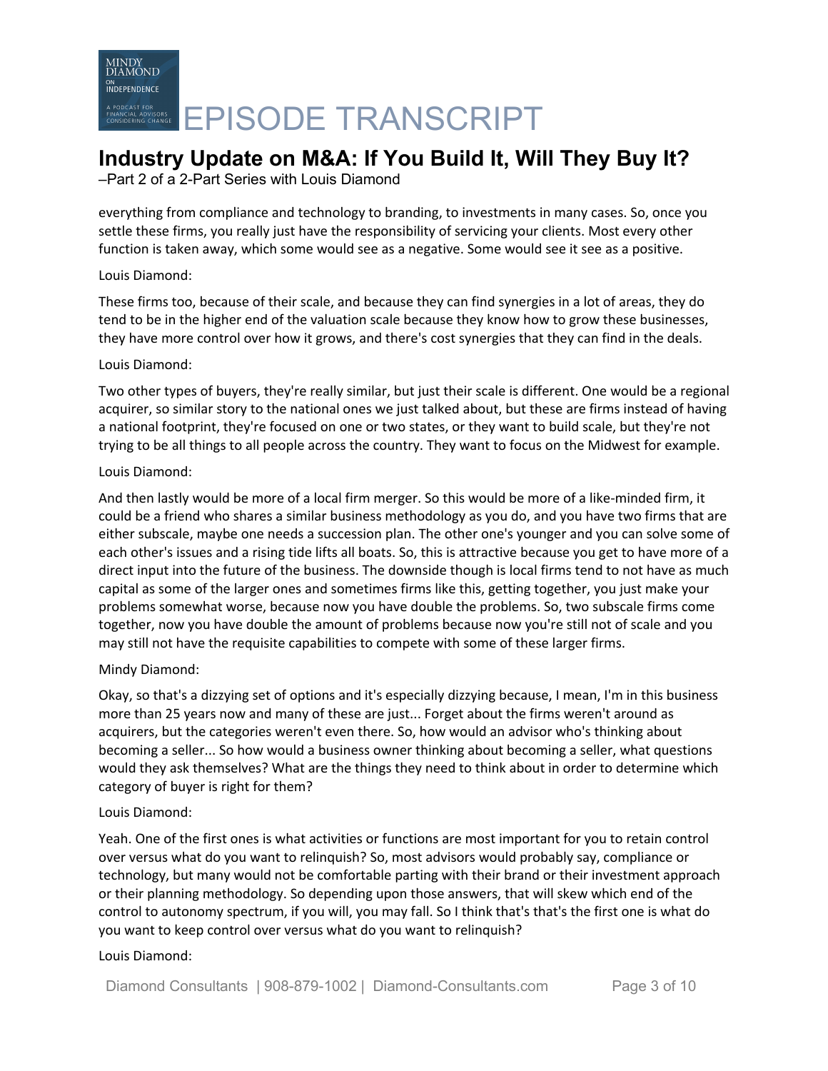everything from compliance and technology to branding, to investments in many cases. So, once you settle these firms, you really just have the responsibility of servicing your clients. Most every other function is taken away, which some would see as a negative. Some would see it see as a positive.

Louis Diamond:

These firms too, because of their scale, and because they can find synergies in a lot of areas, they do tend to be in the higher end of the valuation scale because they know how to grow these businesses, they have more control over how it grows, and there's cost synergies that they can find in the deals.

Louis Diamond:

Two other types of buyers, they're really similar, but just their scale is different. One would be a regional acquirer, so similar story to the national ones we just talked about, but these are firms instead of having a national footprint, they're focused on one or two states, or they want to build scale, but they're not trying to be all things to all people across the country. They want to focus on the Midwest for example.

Louis Diamond:

And then lastly would be more of a local firm merger. So this would be more of a like-minded firm, it could be a friend who shares a similar business methodology as you do, and you have two firms that are either subscale, maybe one needs a succession plan. The other one's younger and you can solve some of each other's issues and a rising tide lifts all boats. So, this is attractive because you get to have more of a direct input into the future of the business. The downside though is local firms tend to not have as much capital as some of the larger ones and sometimes firms like this, getting together, you just make your problems somewhat worse, because now you have double the problems. So, two subscale firms come together, now you have double the amount of problems because now you're still not of scale and you may still not have the requisite capabilities to compete with some of these larger firms.

Mindy Diamond:

Okay, so that's a dizzying set of options and it's especially dizzying because, I mean, I'm in this business more than 25 years now and many of these are just... Forget about the firms weren't around as acquirers, but the categories weren't even there. So, how would an advisor who's thinking about becoming a seller... So how would a business owner thinking about becoming a seller, what questions would they ask themselves? What are the things they need to think about in order to determine which category of buyer is right for them?

Louis Diamond:

Yeah. One of the first ones is what activities or functions are most important for you to retain control over versus what do you want to relinquish? So, most advisors would probably say, compliance or technology, but many would not be comfortable parting with their brand or their investment approach or their planning methodology. So depending upon those answers, that will skew which end of the control to autonomy spectrum, if you will, you may fall. So I think that's that's the first one is what do you want to keep control over versus what do you want to relinquish?

Louis Diamond: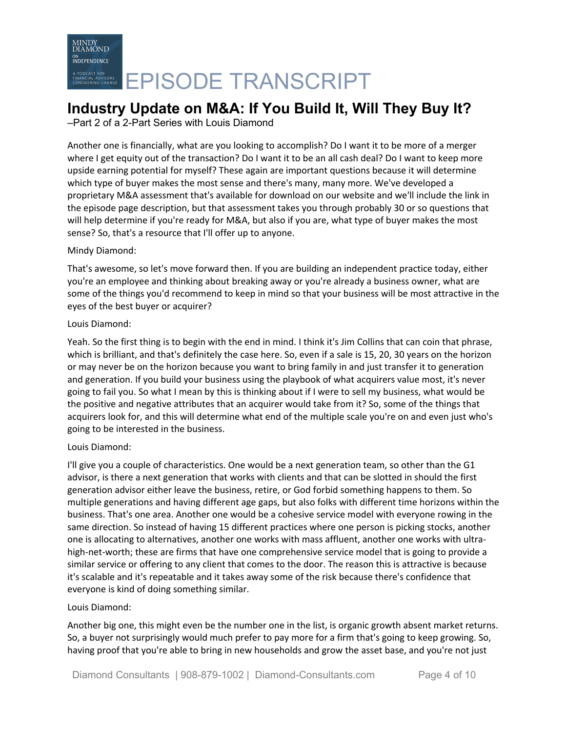Another one is financially, what are you looking to accomplish? Do I want it to be more of a merger where I get equity out of the transaction? Do I want it to be an all cash deal? Do I want to keep more upside earning potential for myself? These again are important questions because it will determine which type of buyer makes the most sense and there's many, many more. We've developed a proprietary M&A assessment that's available for download on our website and we'll include the link in the episode page description, but that assessment takes you through probably 30 or so questions that will help determine if you're ready for M&A, but also if you are, what type of buyer makes the most sense? So, that's a resource that I'll offer up to anyone.

Mindy Diamond:

That's awesome, so let's move forward then. If you are building an independent practice today, either you're an employee and thinking about breaking away or you're already a business owner, what are some of the things you'd recommend to keep in mind so that your business will be most attractive in the eyes of the best buyer or acquirer?

Louis Diamond:

Yeah. So the first thing is to begin with the end in mind. I think it's Jim Collins that can coin that phrase, which is brilliant, and that's definitely the case here. So, even if a sale is 15, 20, 30 years on the horizon or may never be on the horizon because you want to bring family in and just transfer it to generation and generation. If you build your business using the playbook of what acquirers value most, it's never going to fail you. So what I mean by this is thinking about if I were to sell my business, what would be the positive and negative attributes that an acquirer would take from it? So, some of the things that acquirers look for, and this will determine what end of the multiple scale you're on and even just who's going to be interested in the business.

Louis Diamond:

I'll give you a couple of characteristics. One would be a next generation team, so other than the G1 advisor, is there a next generation that works with clients and that can be slotted in should the first generation advisor either leave the business, retire, or God forbid something happens to them. So multiple generations and having different age gaps, but also folks with different time horizons within the business. That's one area. Another one would be a cohesive service model with everyone rowing in the same direction. So instead of having 15 different practices where one person is picking stocks, another one is allocating to alternatives, another one works with mass affluent, another one works with ultra-high-net-worth; these are firms that have one comprehensive service model that is going to provide a similar service or offering to any client that comes to the door. The reason this is attractive is because it's scalable and it's repeatable and it takes away some of the risk because there's confidence that everyone is kind of doing something similar.

Louis Diamond:

Another big one, this might even be the number one in the list, is organic growth absent market returns. So, a buyer not surprisingly would much prefer to pay more for a firm that's going to keep growing. So, having proof that you're able to bring in new households and grow the asset base, and you're not just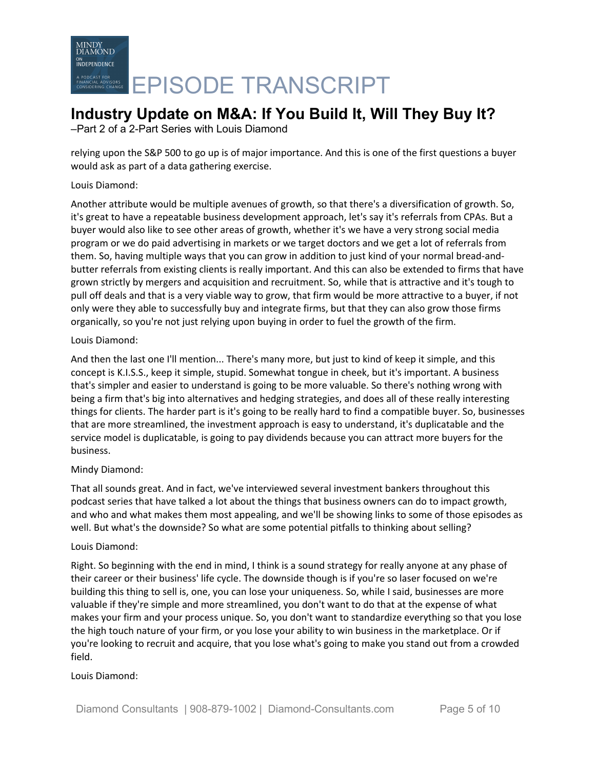relying upon the S&P 500 to go up is of major importance. And this is one of the first questions a buyer would ask as part of a data gathering exercise.

Louis Diamond:

Another attribute would be multiple avenues of growth, so that there's a diversification of growth. So, it's great to have a repeatable business development approach, let's say it's referrals from CPAs. But a buyer would also like to see other areas of growth, whether it's we have a very strong social media program or we do paid advertising in markets or we target doctors and we get a lot of referrals from them. So, having multiple ways that you can grow in addition to just kind of your normal bread-and-butter referrals from existing clients is really important. And this can also be extended to firms that have grown strictly by mergers and acquisition and recruitment. So, while that is attractive and it's tough to pull off deals and that is a very viable way to grow, that firm would be more attractive to a buyer, if not only were they able to successfully buy and integrate firms, but that they can also grow those firms organically, so you're not just relying upon buying in order to fuel the growth of the firm.

Louis Diamond:

And then the last one I'll mention... There's many more, but just to kind of keep it simple, and this concept is K.I.S.S., keep it simple, stupid. Somewhat tongue in cheek, but it's important. A business that's simpler and easier to understand is going to be more valuable. So there's nothing wrong with being a firm that's big into alternatives and hedging strategies, and does all of these really interesting things for clients. The harder part is it's going to be really hard to find a compatible buyer. So, businesses that are more streamlined, the investment approach is easy to understand, it's duplicatable and the service model is duplicatable, is going to pay dividends because you can attract more buyers for the business.

Mindy Diamond:

That all sounds great. And in fact, we've interviewed several investment bankers throughout this podcast series that have talked a lot about the things that business owners can do to impact growth, and who and what makes them most appealing, and we'll be showing links to some of those episodes as well. But what's the downside? So what are some potential pitfalls to thinking about selling?

Louis Diamond:

Right. So beginning with the end in mind, I think is a sound strategy for really anyone at any phase of their career or their business' life cycle. The downside though is if you're so laser focused on we're building this thing to sell is, one, you can lose your uniqueness. So, while I said, businesses are more valuable if they're simple and more streamlined, you don't want to do that at the expense of what makes your firm and your process unique. So, you don't want to standardize everything so that you lose the high touch nature of your firm, or you lose your ability to win business in the marketplace. Or if you're looking to recruit and acquire, that you lose what's going to make you stand out from a crowded field.

Louis Diamond: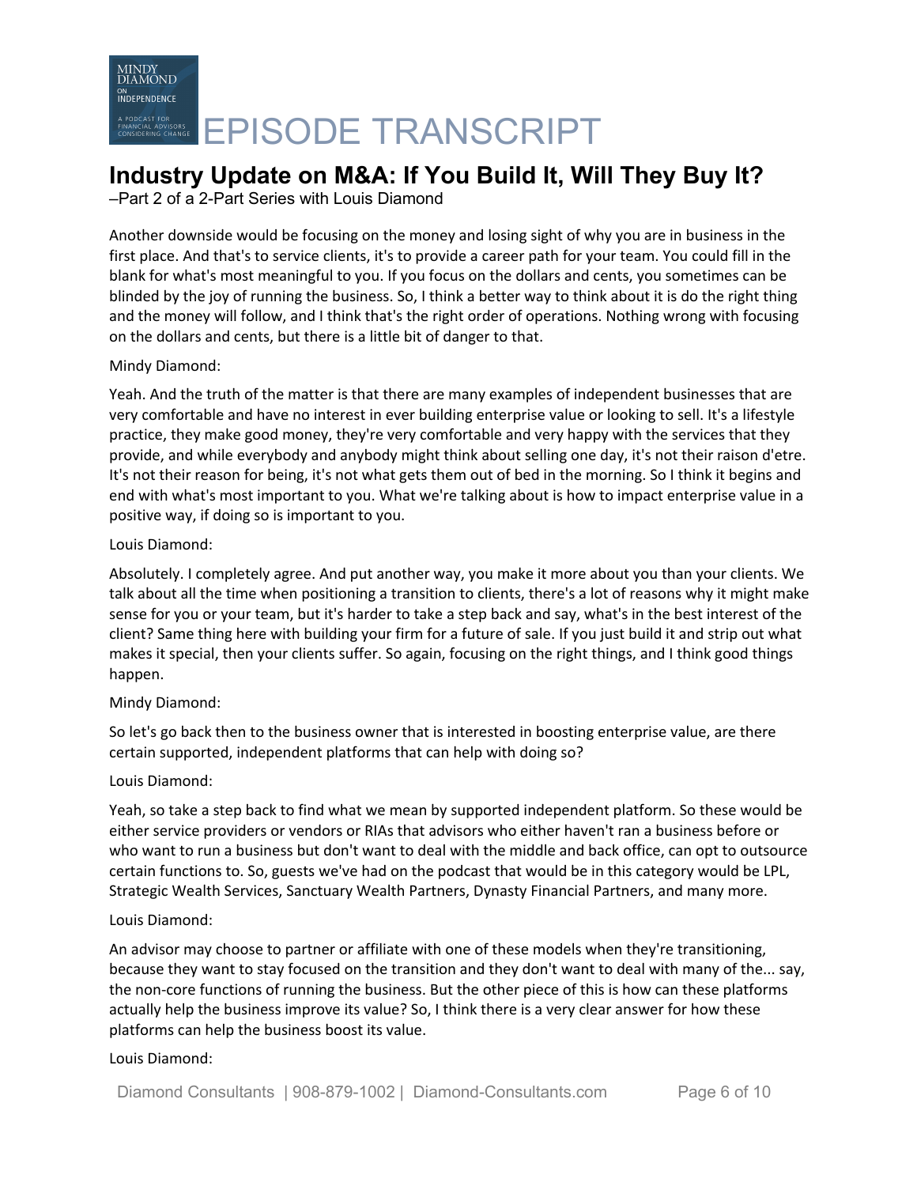Another downside would be focusing on the money and losing sight of why you are in business in the first place. And that's to service clients, it's to provide a career path for your team. You could fill in the blank for what's most meaningful to you. If you focus on the dollars and cents, you sometimes can be blinded by the joy of running the business. So, I think a better way to think about it is do the right thing and the money will follow, and I think that's the right order of operations. Nothing wrong with focusing on the dollars and cents, but there is a little bit of danger to that.

Mindy Diamond:

Yeah. And the truth of the matter is that there are many examples of independent businesses that are very comfortable and have no interest in ever building enterprise value or looking to sell. It's a lifestyle practice, they make good money, they're very comfortable and very happy with the services that they provide, and while everybody and anybody might think about selling one day, it's not their raison d'etre. It's not their reason for being, it's not what gets them out of bed in the morning. So I think it begins and end with what's most important to you. What we're talking about is how to impact enterprise value in a positive way, if doing so is important to you.

Louis Diamond:

Absolutely. I completely agree. And put another way, you make it more about you than your clients. We talk about all the time when positioning a transition to clients, there's a lot of reasons why it might make sense for you or your team, but it's harder to take a step back and say, what's in the best interest of the client? Same thing here with building your firm for a future of sale. If you just build it and strip out what makes it special, then your clients suffer. So again, focusing on the right things, and I think good things happen.

Mindy Diamond:

So let's go back then to the business owner that is interested in boosting enterprise value, are there certain supported, independent platforms that can help with doing so?

Louis Diamond:

Yeah, so take a step back to find what we mean by supported independent platform. So these would be either service providers or vendors or RIAs that advisors who either haven't ran a business before or who want to run a business but don't want to deal with the middle and back office, can opt to outsource certain functions to. So, guests we've had on the podcast that would be in this category would be LPL, Strategic Wealth Services, Sanctuary Wealth Partners, Dynasty Financial Partners, and many more.

Louis Diamond:

An advisor may choose to partner or affiliate with one of these models when they're transitioning, because they want to stay focused on the transition and they don't want to deal with many of the... say, the non-core functions of running the business. But the other piece of this is how can these platforms actually help the business improve its value? So, I think there is a very clear answer for how these platforms can help the business boost its value.

Louis Diamond: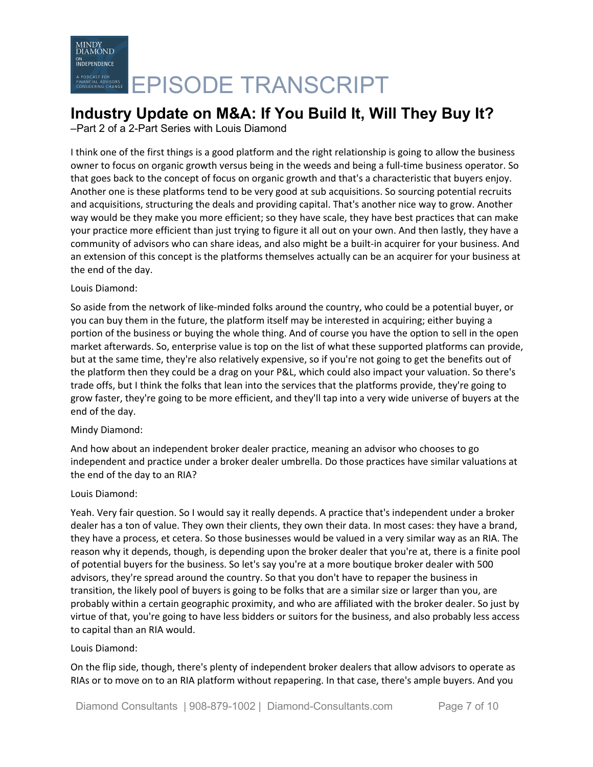I think one of the first things is a good platform and the right relationship is going to allow the business owner to focus on organic growth versus being in the weeds and being a full-time business operator. So that goes back to the concept of focus on organic growth and that's a characteristic that buyers enjoy. Another one is these platforms tend to be very good at sub acquisitions. So sourcing potential recruits and acquisitions, structuring the deals and providing capital. That's another nice way to grow. Another way would be they make you more efficient; so they have scale, they have best practices that can make your practice more efficient than just trying to figure it all out on your own. And then lastly, they have a community of advisors who can share ideas, and also might be a built-in acquirer for your business. And an extension of this concept is the platforms themselves actually can be an acquirer for your business at the end of the day.

Louis Diamond:

So aside from the network of like-minded folks around the country, who could be a potential buyer, or you can buy them in the future, the platform itself may be interested in acquiring; either buying a portion of the business or buying the whole thing. And of course you have the option to sell in the open market afterwards. So, enterprise value is top on the list of what these supported platforms can provide, but at the same time, they're also relatively expensive, so if you're not going to get the benefits out of the platform then they could be a drag on your P&L, which could also impact your valuation. So there's trade offs, but I think the folks that lean into the services that the platforms provide, they're going to grow faster, they're going to be more efficient, and they'll tap into a very wide universe of buyers at the end of the day.

Mindy Diamond:

And how about an independent broker dealer practice, meaning an advisor who chooses to go independent and practice under a broker dealer umbrella. Do those practices have similar valuations at the end of the day to an RIA?

Louis Diamond:

Yeah. Very fair question. So I would say it really depends. A practice that's independent under a broker dealer has a ton of value. They own their clients, they own their data. In most cases: they have a brand, they have a process, et cetera. So those businesses would be valued in a very similar way as an RIA. The reason why it depends, though, is depending upon the broker dealer that you're at, there is a finite pool of potential buyers for the business. So let's say you're at a more boutique broker dealer with 500 advisors, they're spread around the country. So that you don't have to repaper the business in transition, the likely pool of buyers is going to be folks that are a similar size or larger than you, are probably within a certain geographic proximity, and who are affiliated with the broker dealer. So just by virtue of that, you're going to have less bidders or suitors for the business, and also probably less access to capital than an RIA would.

Louis Diamond:

On the flip side, though, there's plenty of independent broker dealers that allow advisors to operate as RIAs or to move on to an RIA platform without repapering. In that case, there's ample buyers. And you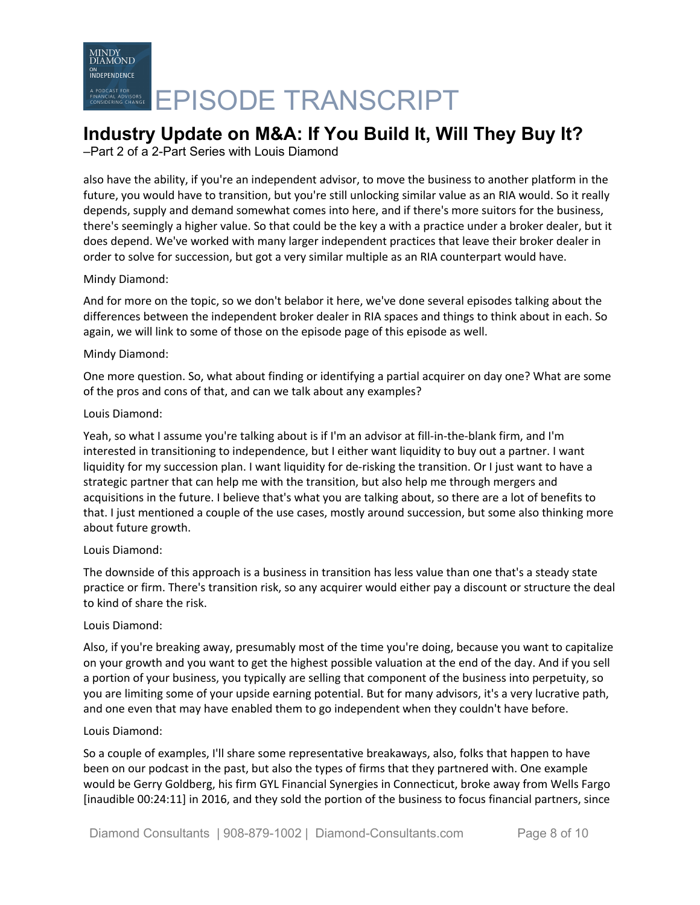also have the ability, if you're an independent advisor, to move the business to another platform in the future, you would have to transition, but you're still unlocking similar value as an RIA would. So it really depends, supply and demand somewhat comes into here, and if there's more suitors for the business, there's seemingly a higher value. So that could be the key a with a practice under a broker dealer, but it does depend. We've worked with many larger independent practices that leave their broker dealer in order to solve for succession, but got a very similar multiple as an RIA counterpart would have.

Mindy Diamond:

And for more on the topic, so we don't belabor it here, we've done several episodes talking about the differences between the independent broker dealer in RIA spaces and things to think about in each. So again, we will link to some of those on the episode page of this episode as well.

Mindy Diamond:

One more question. So, what about finding or identifying a partial acquirer on day one? What are some of the pros and cons of that, and can we talk about any examples?

Louis Diamond:

Yeah, so what I assume you're talking about is if I'm an advisor at fill-in-the-blank firm, and I'm interested in transitioning to independence, but I either want liquidity to buy out a partner. I want liquidity for my succession plan. I want liquidity for de-risking the transition. Or I just want to have a strategic partner that can help me with the transition, but also help me through mergers and acquisitions in the future. I believe that's what you are talking about, so there are a lot of benefits to that. I just mentioned a couple of the use cases, mostly around succession, but some also thinking more about future growth.

Louis Diamond:

The downside of this approach is a business in transition has less value than one that's a steady state practice or firm. There's transition risk, so any acquirer would either pay a discount or structure the deal to kind of share the risk.

Louis Diamond:

Also, if you're breaking away, presumably most of the time you're doing, because you want to capitalize on your growth and you want to get the highest possible valuation at the end of the day. And if you sell a portion of your business, you typically are selling that component of the business into perpetuity, so you are limiting some of your upside earning potential. But for many advisors, it's a very lucrative path, and one even that may have enabled them to go independent when they couldn't have before.

Louis Diamond:

So a couple of examples, I'll share some representative breakaways, also, folks that happen to have been on our podcast in the past, but also the types of firms that they partnered with. One example would be Gerry Goldberg, his firm GYL Financial Synergies in Connecticut, broke away from Wells Fargo [inaudible 00:24:11] in 2016, and they sold the portion of the business to focus financial partners, since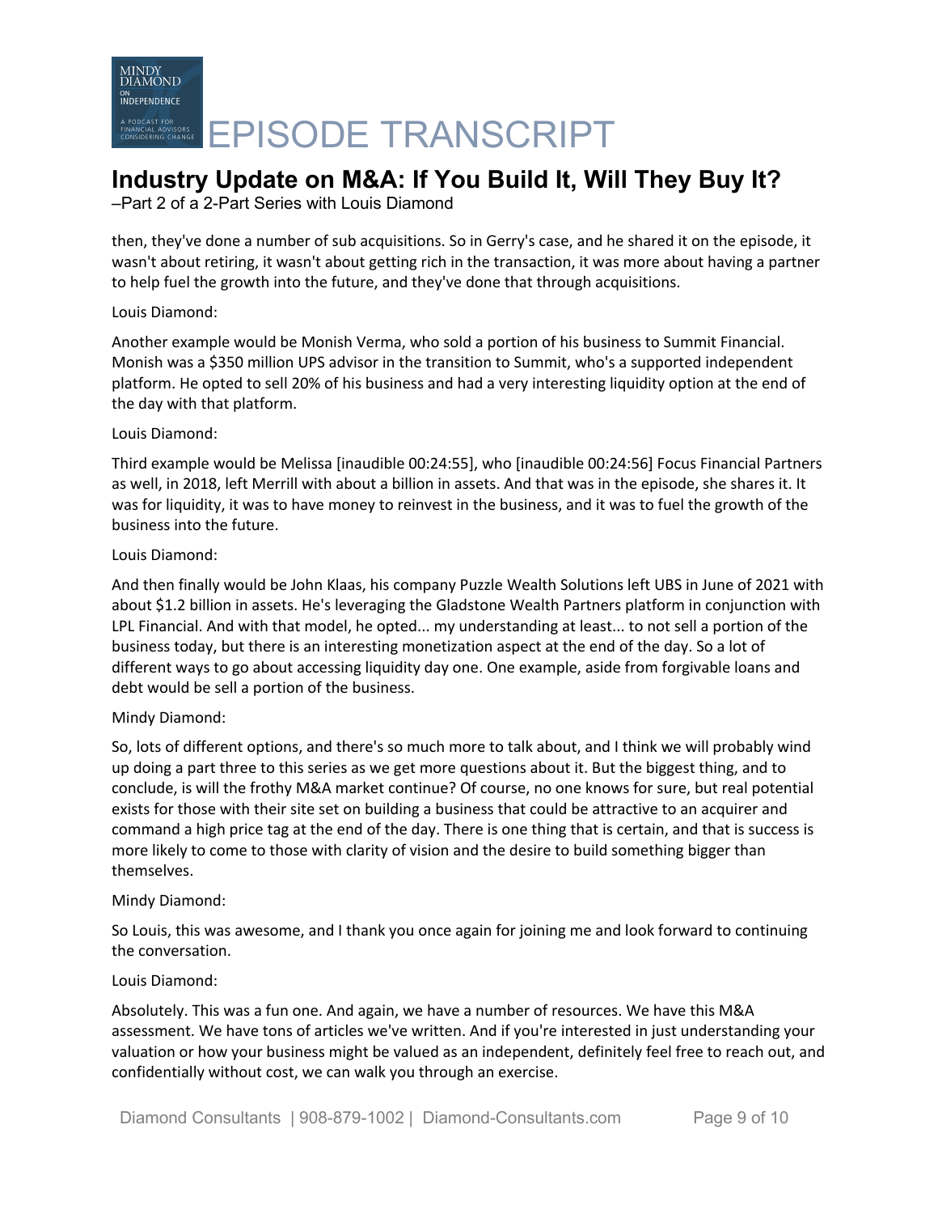then, they've done a number of sub acquisitions. So in Gerry's case, and he shared it on the episode, it wasn't about retiring, it wasn't about getting rich in the transaction, it was more about having a partner to help fuel the growth into the future, and they've done that through acquisitions.

Louis Diamond:

Another example would be Monish Verma, who sold a portion of his business to Summit Financial. Monish was a $350 million UPS advisor in the transition to Summit, who's a supported independent platform. He opted to sell 20% of his business and had a very interesting liquidity option at the end of the day with that platform.

Louis Diamond:

Third example would be Melissa [inaudible 00:24:55], who [inaudible 00:24:56] Focus Financial Partners as well, in 2018, left Merrill with about a billion in assets. And that was in the episode, she shares it. It was for liquidity, it was to have money to reinvest in the business, and it was to fuel the growth of the business into the future.

Louis Diamond:

And then finally would be John Klaas, his company Puzzle Wealth Solutions left UBS in June of 2021 with about $1.2 billion in assets. He's leveraging the Gladstone Wealth Partners platform in conjunction with LPL Financial. And with that model, he opted... my understanding at least... to not sell a portion of the business today, but there is an interesting monetization aspect at the end of the day. So a lot of different ways to go about accessing liquidity day one. One example, aside from forgivable loans and debt would be sell a portion of the business.

Mindy Diamond:

So, lots of different options, and there's so much more to talk about, and I think we will probably wind up doing a part three to this series as we get more questions about it. But the biggest thing, and to conclude, is will the frothy M&A market continue? Of course, no one knows for sure, but real potential exists for those with their site set on building a business that could be attractive to an acquirer and command a high price tag at the end of the day. There is one thing that is certain, and that is success is more likely to come to those with clarity of vision and the desire to build something bigger than themselves.

Mindy Diamond:

So Louis, this was awesome, and I thank you once again for joining me and look forward to continuing the conversation.

Louis Diamond:

Absolutely. This was a fun one. And again, we have a number of resources. We have this M&A assessment. We have tons of articles we've written. And if you're interested in just understanding your valuation or how your business might be valued as an independent, definitely feel free to reach out, and confidentially without cost, we can walk you through an exercise.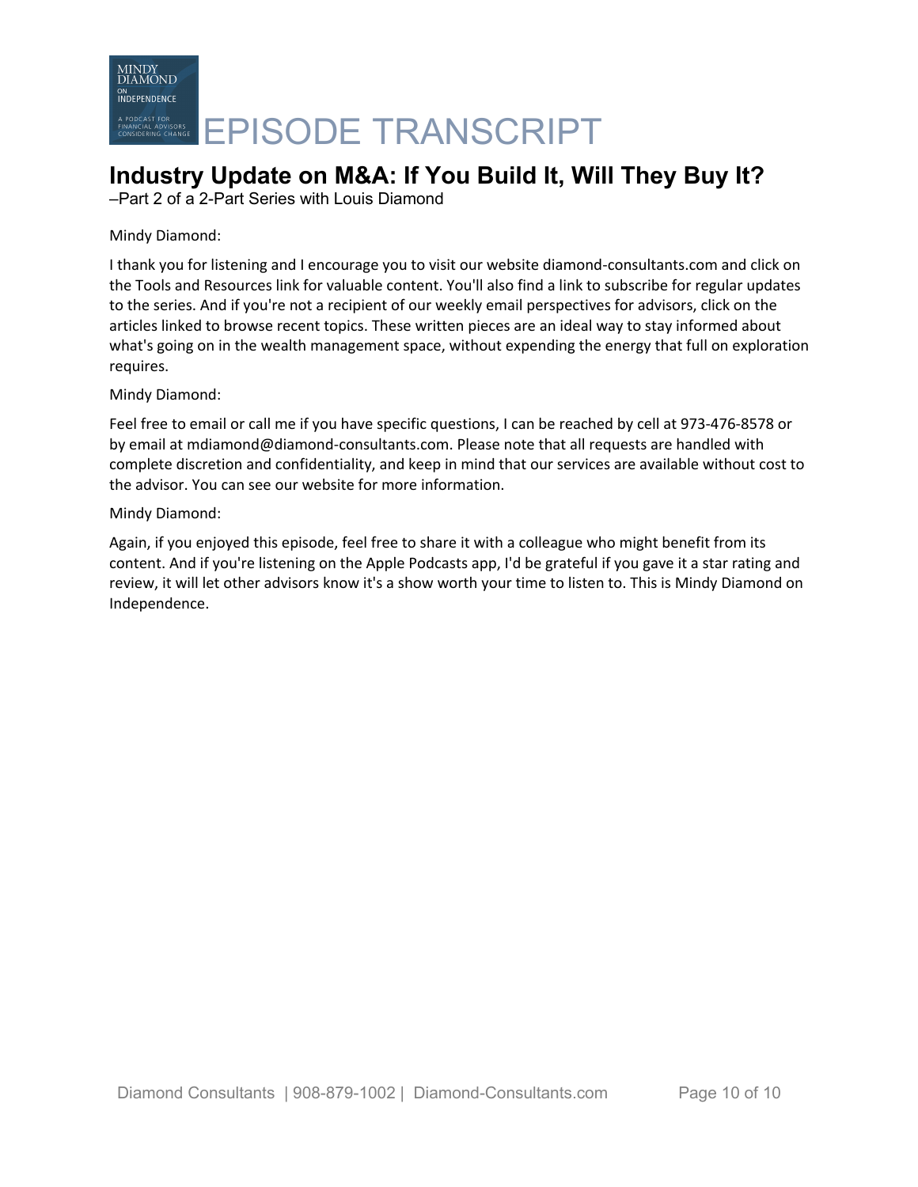Mindy Diamond:

I thank you for listening and I encourage you to visit our website diamond-consultants.com and click on the Tools and Resources link for valuable content. You'll also find a link to subscribe for regular updates to the series. And if you're not a recipient of our weekly email perspectives for advisors, click on the articles linked to browse recent topics. These written pieces are an ideal way to stay informed about what's going on in the wealth management space, without expending the energy that full on exploration requires.

Mindy Diamond:

Feel free to email or call me if you have specific questions, I can be reached by cell at 973-476-8578 or by email at mdiamond@diamond-consultants.com. Please note that all requests are handled with complete discretion and confidentiality, and keep in mind that our services are available without cost to the advisor. You can see our website for more information.

Mindy Diamond:

Again, if you enjoyed this episode, feel free to share it with a colleague who might benefit from its content. And if you're listening on the Apple Podcasts app, I'd be grateful if you gave it a star rating and review, it will let other advisors know it's a show worth your time to listen to. This is Mindy Diamond on Independence.